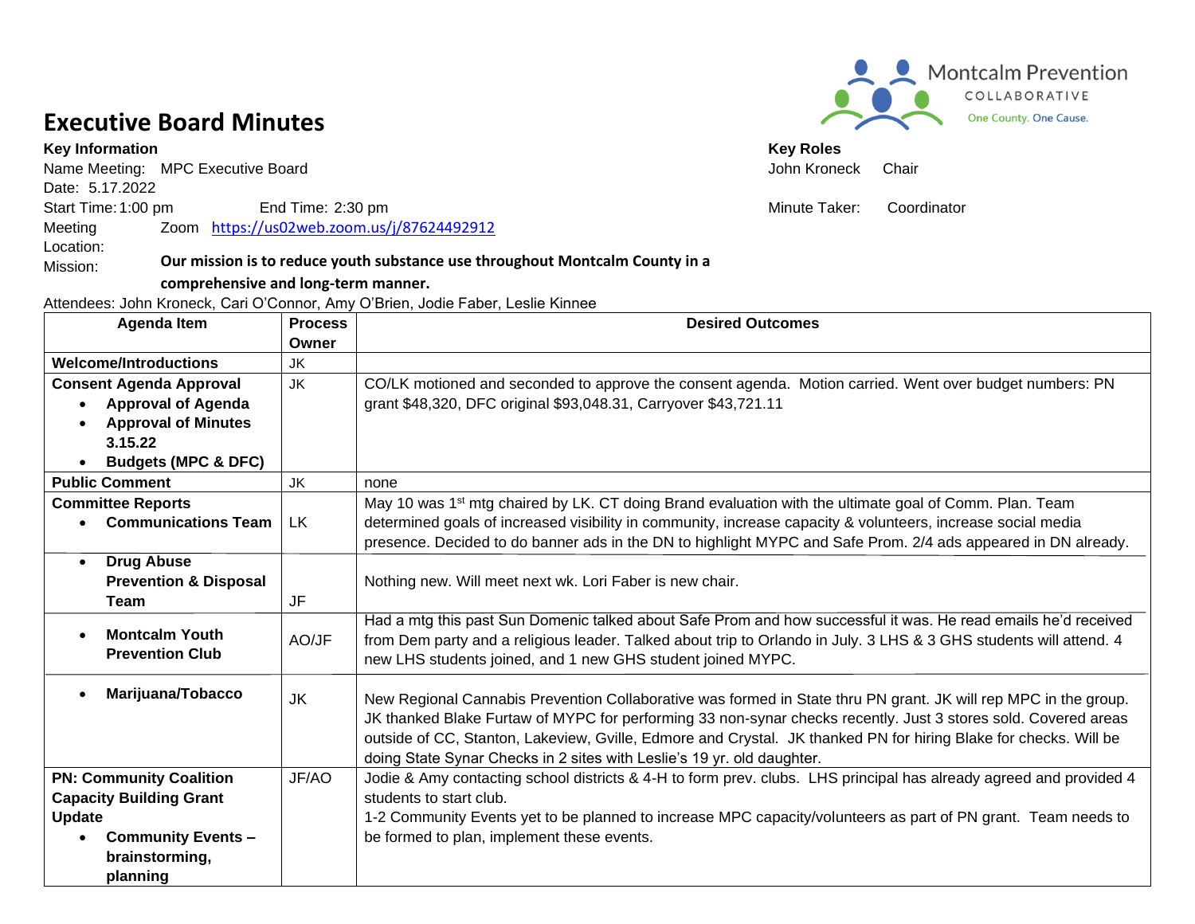Montcalm Prevention COLLABORATIVE
One County. One Cause.

# Executive Board Minutes

**Key Information**

Name Meeting: MPC Executive Board
Date: 5.17.2022
Start Time: 1:00 pm End Time: 2:30 pm
Meeting Location: Zoom https://us02web.zoom.us/j/87624492912
Mission: **Our mission is to reduce youth substance use throughout Montcalm County in a comprehensive and long-term manner.**

**Key Roles**

John Kroneck Chair

Minute Taker: Coordinator

Attendees: John Kroneck, Cari O'Connor, Amy O'Brien, Jodie Faber, Leslie Kinnee

| Agenda Item | Process Owner | Desired Outcomes |
|---|---|---|
| **Welcome/Introductions** | JK | |
| **Consent Agenda Approval** <br> • **Approval of Agenda** <br> • **Approval of Minutes 3.15.22** <br> • **Budgets (MPC & DFC)** | JK | CO/LK motioned and seconded to approve the consent agenda. Motion carried. Went over budget numbers: PN grant $48,320, DFC original $93,048.31, Carryover $43,721.11 |
| **Public Comment** | JK | none |
| **Committee Reports** <br> • **Communications Team** | LK | May 10 was 1st mtg chaired by LK. CT doing Brand evaluation with the ultimate goal of Comm. Plan. Team determined goals of increased visibility in community, increase capacity & volunteers, increase social media presence. Decided to do banner ads in the DN to highlight MYPC and Safe Prom. 2/4 ads appeared in DN already. |
| • **Drug Abuse Prevention & Disposal Team** | JF | Nothing new. Will meet next wk. Lori Faber is new chair. |
| • **Montcalm Youth Prevention Club** | AO/JF | Had a mtg this past Sun Domenic talked about Safe Prom and how successful it was. He read emails he'd received from Dem party and a religious leader. Talked about trip to Orlando in July. 3 LHS & 3 GHS students will attend. 4 new LHS students joined, and 1 new GHS student joined MYPC. |
| • **Marijuana/Tobacco** | JK | New Regional Cannabis Prevention Collaborative was formed in State thru PN grant. JK will rep MPC in the group. JK thanked Blake Furtaw of MYPC for performing 33 non-synar checks recently. Just 3 stores sold. Covered areas outside of CC, Stanton, Lakeview, Gville, Edmore and Crystal. JK thanked PN for hiring Blake for checks. Will be doing State Synar Checks in 2 sites with Leslie's 19 yr. old daughter. |
| **PN: Community Coalition Capacity Building Grant Update** <br> • **Community Events – brainstorming, planning** | JF/AO | Jodie & Amy contacting school districts & 4-H to form prev. clubs. LHS principal has already agreed and provided 4 students to start club. <br> 1-2 Community Events yet to be planned to increase MPC capacity/volunteers as part of PN grant. Team needs to be formed to plan, implement these events. |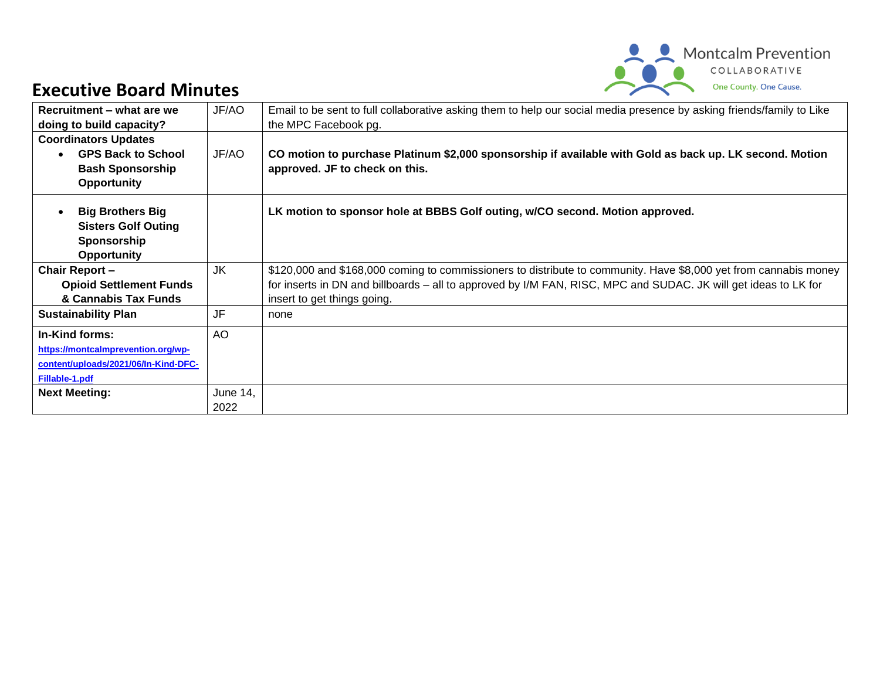# Executive Board Minutes

| | | |
|---|---|---|
| **Recruitment – what are we doing to build capacity?** | JF/AO | Email to be sent to full collaborative asking them to help our social media presence by asking friends/family to Like the MPC Facebook pg. |
| **Coordinators Updates**<br>• **GPS Back to School Bash Sponsorship Opportunity** | JF/AO | **CO motion to purchase Platinum $2,000 sponsorship if available with Gold as back up. LK second. Motion approved. JF to check on this.** |
| • **Big Brothers Big Sisters Golf Outing Sponsorship Opportunity** | | **LK motion to sponsor hole at BBBS Golf outing, w/CO second. Motion approved.** |
| **Chair Report –**<br>**Opioid Settlement Funds & Cannabis Tax Funds** | JK | $120,000 and $168,000 coming to commissioners to distribute to community. Have $8,000 yet from cannabis money for inserts in DN and billboards – all to approved by I/M FAN, RISC, MPC and SUDAC. JK will get ideas to LK for insert to get things going. |
| **Sustainability Plan** | JF | none |
| **In-Kind forms:** [https://montcalmprevention.org/wp-content/uploads/2021/06/In-Kind-DFC-Fillable-1.pdf](https://montcalmprevention.org/wp-content/uploads/2021/06/In-Kind-DFC-Fillable-1.pdf) | AO | |
| **Next Meeting:** | June 14, 2022 | |